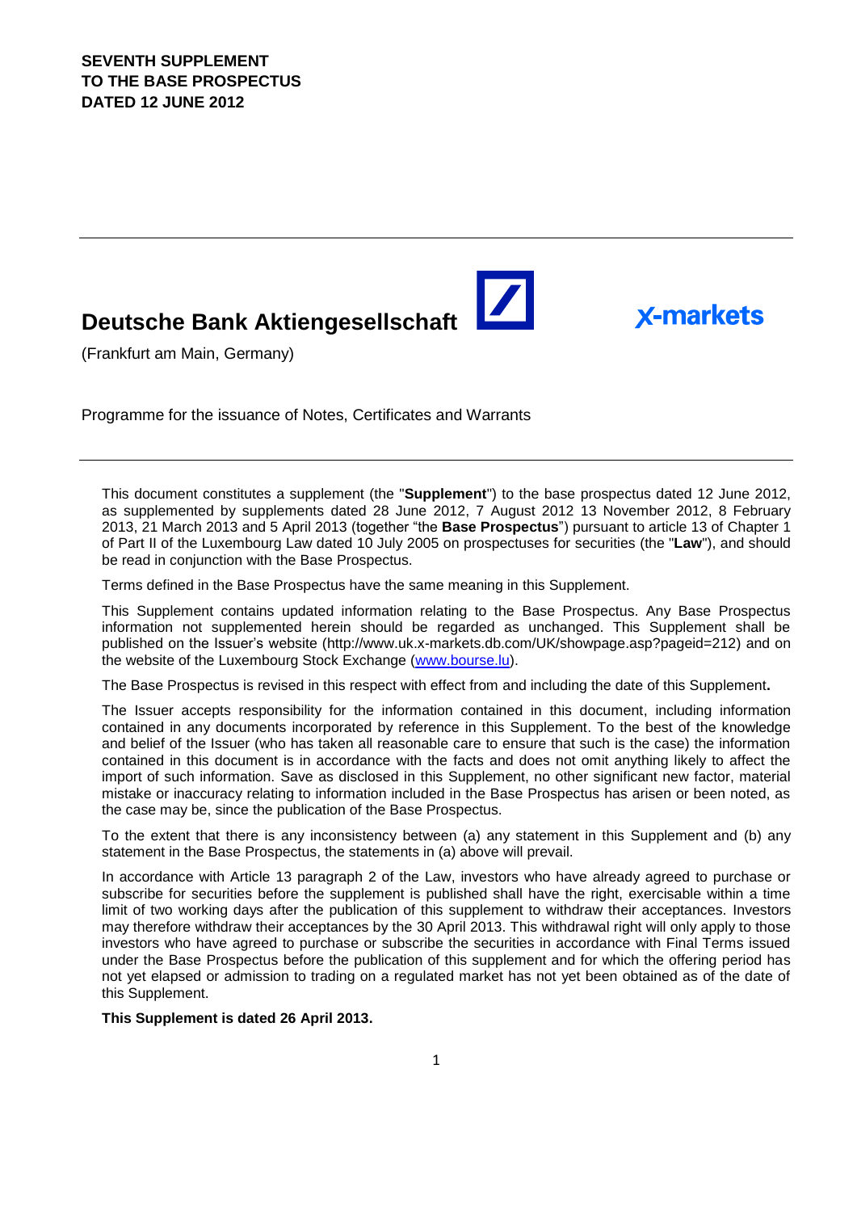**SEVENTH SUPPLEMENT**
**TO THE BASE PROSPECTUS**
**DATED 12 JUNE 2012**

---

# Deutsche Bank Aktiengesellschaft

X-markets

(Frankfurt am Main, Germany)

Programme for the issuance of Notes, Certificates and Warrants

---

This document constitutes a supplement (the "**Supplement**") to the base prospectus dated 12 June 2012, as supplemented by supplements dated 28 June 2012, 7 August 2012 13 November 2012, 8 February 2013, 21 March 2013 and 5 April 2013 (together "the **Base Prospectus**") pursuant to article 13 of Chapter 1 of Part II of the Luxembourg Law dated 10 July 2005 on prospectuses for securities (the "**Law**"), and should be read in conjunction with the Base Prospectus.

Terms defined in the Base Prospectus have the same meaning in this Supplement.

This Supplement contains updated information relating to the Base Prospectus. Any Base Prospectus information not supplemented herein should be regarded as unchanged. This Supplement shall be published on the Issuer's website (http://www.uk.x-markets.db.com/UK/showpage.asp?pageid=212) and on the website of the Luxembourg Stock Exchange (www.bourse.lu).

The Base Prospectus is revised in this respect with effect from and including the date of this Supplement**.**

The Issuer accepts responsibility for the information contained in this document, including information contained in any documents incorporated by reference in this Supplement. To the best of the knowledge and belief of the Issuer (who has taken all reasonable care to ensure that such is the case) the information contained in this document is in accordance with the facts and does not omit anything likely to affect the import of such information. Save as disclosed in this Supplement, no other significant new factor, material mistake or inaccuracy relating to information included in the Base Prospectus has arisen or been noted, as the case may be, since the publication of the Base Prospectus.

To the extent that there is any inconsistency between (a) any statement in this Supplement and (b) any statement in the Base Prospectus, the statements in (a) above will prevail.

In accordance with Article 13 paragraph 2 of the Law, investors who have already agreed to purchase or subscribe for securities before the supplement is published shall have the right, exercisable within a time limit of two working days after the publication of this supplement to withdraw their acceptances. Investors may therefore withdraw their acceptances by the 30 April 2013. This withdrawal right will only apply to those investors who have agreed to purchase or subscribe the securities in accordance with Final Terms issued under the Base Prospectus before the publication of this supplement and for which the offering period has not yet elapsed or admission to trading on a regulated market has not yet been obtained as of the date of this Supplement.

**This Supplement is dated 26 April 2013.**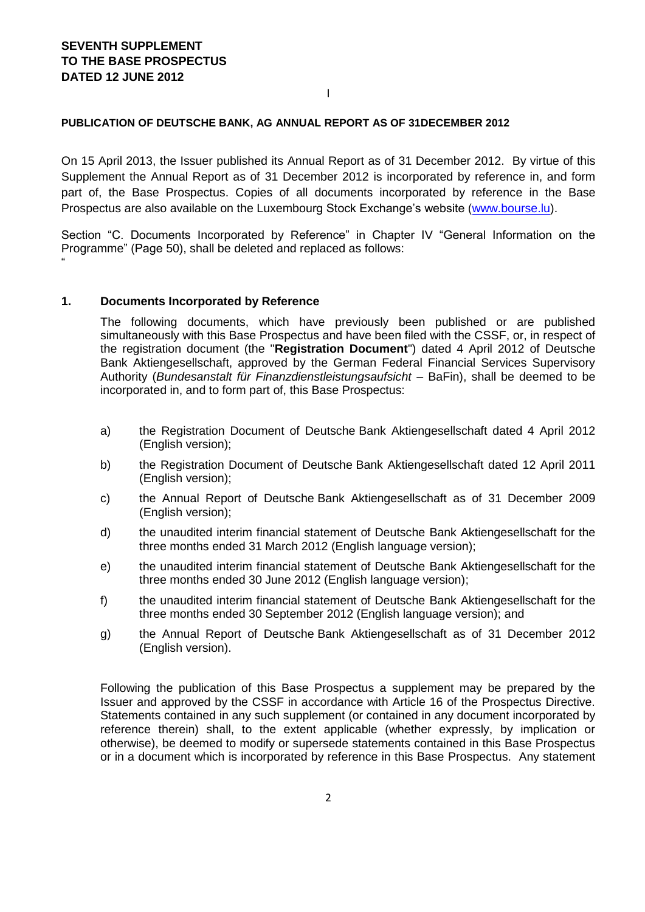**SEVENTH SUPPLEMENT**
**TO THE BASE PROSPECTUS**
**DATED 12 JUNE 2012**

I

**PUBLICATION OF DEUTSCHE BANK, AG ANNUAL REPORT AS OF 31DECEMBER 2012**

On 15 April 2013, the Issuer published its Annual Report as of 31 December 2012. By virtue of this Supplement the Annual Report as of 31 December 2012 is incorporated by reference in, and form part of, the Base Prospectus. Copies of all documents incorporated by reference in the Base Prospectus are also available on the Luxembourg Stock Exchange's website (www.bourse.lu).

Section "C. Documents Incorporated by Reference" in Chapter IV "General Information on the Programme" (Page 50), shall be deleted and replaced as follows:
"

**1. Documents Incorporated by Reference**

The following documents, which have previously been published or are published simultaneously with this Base Prospectus and have been filed with the CSSF, or, in respect of the registration document (the "**Registration Document**") dated 4 April 2012 of Deutsche Bank Aktiengesellschaft, approved by the German Federal Financial Services Supervisory Authority (*Bundesanstalt für Finanzdienstleistungsaufsicht* – BaFin), shall be deemed to be incorporated in, and to form part of, this Base Prospectus:

a) the Registration Document of Deutsche Bank Aktiengesellschaft dated 4 April 2012 (English version);

b) the Registration Document of Deutsche Bank Aktiengesellschaft dated 12 April 2011 (English version);

c) the Annual Report of Deutsche Bank Aktiengesellschaft as of 31 December 2009 (English version);

d) the unaudited interim financial statement of Deutsche Bank Aktiengesellschaft for the three months ended 31 March 2012 (English language version);

e) the unaudited interim financial statement of Deutsche Bank Aktiengesellschaft for the three months ended 30 June 2012 (English language version);

f) the unaudited interim financial statement of Deutsche Bank Aktiengesellschaft for the three months ended 30 September 2012 (English language version); and

g) the Annual Report of Deutsche Bank Aktiengesellschaft as of 31 December 2012 (English version).

Following the publication of this Base Prospectus a supplement may be prepared by the Issuer and approved by the CSSF in accordance with Article 16 of the Prospectus Directive. Statements contained in any such supplement (or contained in any document incorporated by reference therein) shall, to the extent applicable (whether expressly, by implication or otherwise), be deemed to modify or supersede statements contained in this Base Prospectus or in a document which is incorporated by reference in this Base Prospectus. Any statement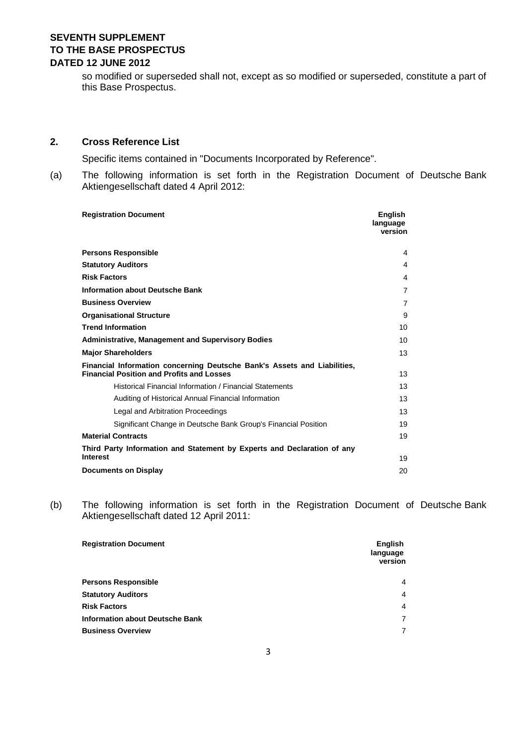so modified or superseded shall not, except as so modified or superseded, constitute a part of this Base Prospectus.

## 2. Cross Reference List

Specific items contained in "Documents Incorporated by Reference".

(a) The following information is set forth in the Registration Document of Deutsche Bank Aktiengesellschaft dated 4 April 2012:

| **Registration Document** | **English language version** |
|---|---|
| **Persons Responsible** | 4 |
| **Statutory Auditors** | 4 |
| **Risk Factors** | 4 |
| **Information about Deutsche Bank** | 7 |
| **Business Overview** | 7 |
| **Organisational Structure** | 9 |
| **Trend Information** | 10 |
| **Administrative, Management and Supervisory Bodies** | 10 |
| **Major Shareholders** | 13 |
| **Financial Information concerning Deutsche Bank's Assets and Liabilities, Financial Position and Profits and Losses** | 13 |
| Historical Financial Information / Financial Statements | 13 |
| Auditing of Historical Annual Financial Information | 13 |
| Legal and Arbitration Proceedings | 13 |
| Significant Change in Deutsche Bank Group's Financial Position | 19 |
| **Material Contracts** | 19 |
| **Third Party Information and Statement by Experts and Declaration of any Interest** | 19 |
| **Documents on Display** | 20 |

(b) The following information is set forth in the Registration Document of Deutsche Bank Aktiengesellschaft dated 12 April 2011:

| **Registration Document** | **English language version** |
|---|---|
| **Persons Responsible** | 4 |
| **Statutory Auditors** | 4 |
| **Risk Factors** | 4 |
| **Information about Deutsche Bank** | 7 |
| **Business Overview** | 7 |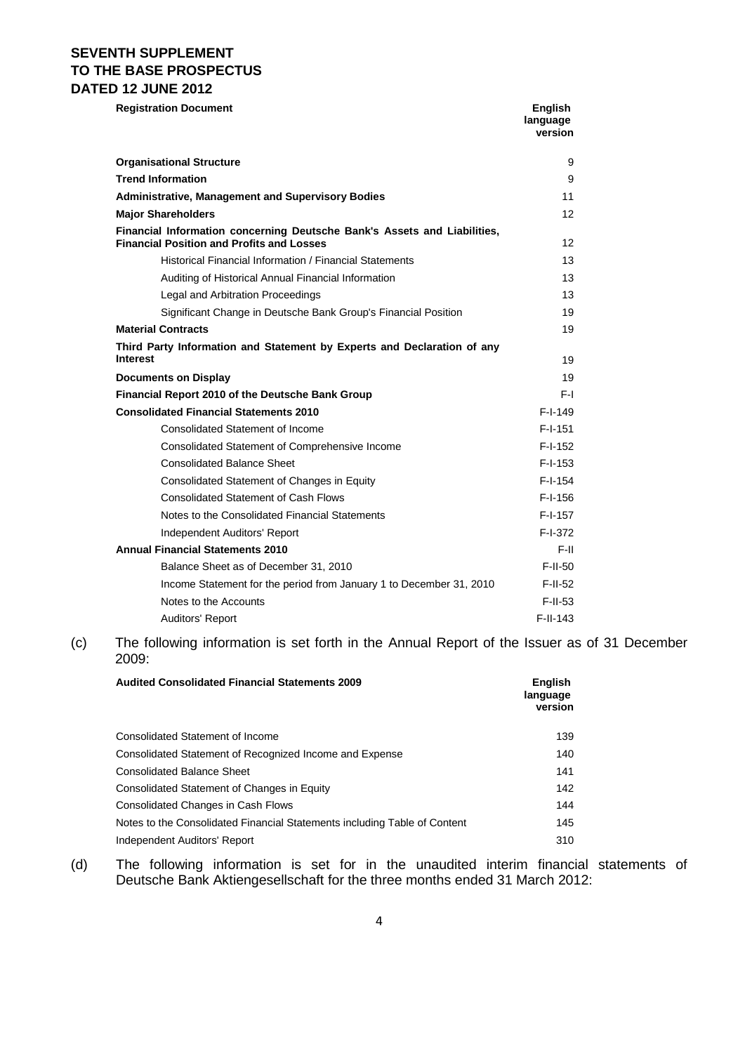**SEVENTH SUPPLEMENT**
**TO THE BASE PROSPECTUS**
**DATED 12 JUNE 2012**

| **Registration Document** | **English language version** |
|---|---|
| **Organisational Structure** | 9 |
| **Trend Information** | 9 |
| **Administrative, Management and Supervisory Bodies** | 11 |
| **Major Shareholders** | 12 |
| **Financial Information concerning Deutsche Bank's Assets and Liabilities, Financial Position and Profits and Losses** | 12 |
| Historical Financial Information / Financial Statements | 13 |
| Auditing of Historical Annual Financial Information | 13 |
| Legal and Arbitration Proceedings | 13 |
| Significant Change in Deutsche Bank Group's Financial Position | 19 |
| **Material Contracts** | 19 |
| **Third Party Information and Statement by Experts and Declaration of any Interest** | 19 |
| **Documents on Display** | 19 |
| **Financial Report 2010 of the Deutsche Bank Group** | F-I |
| **Consolidated Financial Statements 2010** | F-I-149 |
| Consolidated Statement of Income | F-I-151 |
| Consolidated Statement of Comprehensive Income | F-I-152 |
| Consolidated Balance Sheet | F-I-153 |
| Consolidated Statement of Changes in Equity | F-I-154 |
| Consolidated Statement of Cash Flows | F-I-156 |
| Notes to the Consolidated Financial Statements | F-I-157 |
| Independent Auditors' Report | F-I-372 |
| **Annual Financial Statements 2010** | F-II |
| Balance Sheet as of December 31, 2010 | F-II-50 |
| Income Statement for the period from January 1 to December 31, 2010 | F-II-52 |
| Notes to the Accounts | F-II-53 |
| Auditors' Report | F-II-143 |

(c) The following information is set forth in the Annual Report of the Issuer as of 31 December 2009:

| **Audited Consolidated Financial Statements 2009** | **English language version** |
|---|---|
| Consolidated Statement of Income | 139 |
| Consolidated Statement of Recognized Income and Expense | 140 |
| Consolidated Balance Sheet | 141 |
| Consolidated Statement of Changes in Equity | 142 |
| Consolidated Changes in Cash Flows | 144 |
| Notes to the Consolidated Financial Statements including Table of Content | 145 |
| Independent Auditors' Report | 310 |

(d) The following information is set for in the unaudited interim financial statements of Deutsche Bank Aktiengesellschaft for the three months ended 31 March 2012: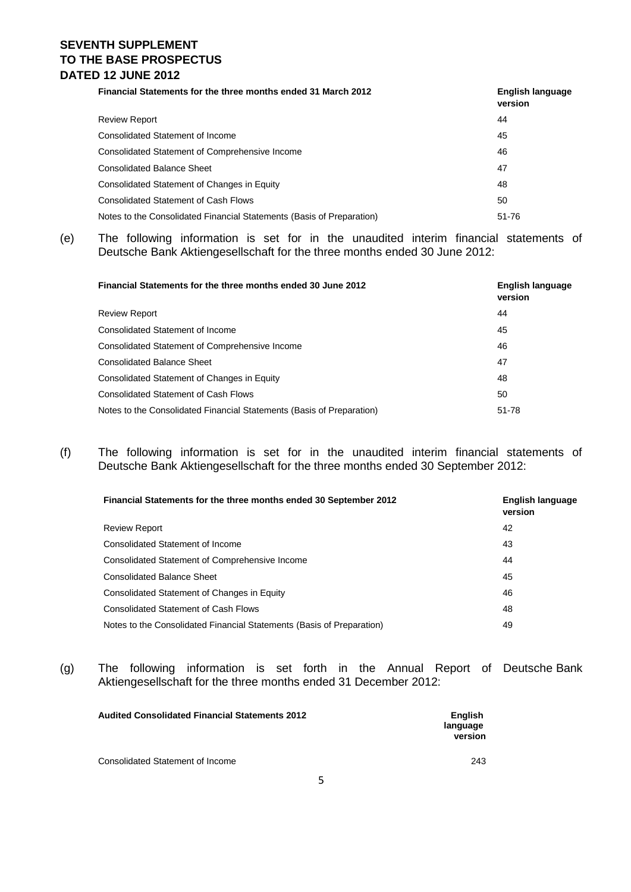| Financial Statements for the three months ended 31 March 2012 | English language version |
|---|---|
| Review Report | 44 |
| Consolidated Statement of Income | 45 |
| Consolidated Statement of Comprehensive Income | 46 |
| Consolidated Balance Sheet | 47 |
| Consolidated Statement of Changes in Equity | 48 |
| Consolidated Statement of Cash Flows | 50 |
| Notes to the Consolidated Financial Statements (Basis of Preparation) | 51-76 |

(e) The following information is set for in the unaudited interim financial statements of Deutsche Bank Aktiengesellschaft for the three months ended 30 June 2012:

| Financial Statements for the three months ended 30 June 2012 | English language version |
|---|---|
| Review Report | 44 |
| Consolidated Statement of Income | 45 |
| Consolidated Statement of Comprehensive Income | 46 |
| Consolidated Balance Sheet | 47 |
| Consolidated Statement of Changes in Equity | 48 |
| Consolidated Statement of Cash Flows | 50 |
| Notes to the Consolidated Financial Statements (Basis of Preparation) | 51-78 |

(f) The following information is set for in the unaudited interim financial statements of Deutsche Bank Aktiengesellschaft for the three months ended 30 September 2012:

| Financial Statements for the three months ended 30 September 2012 | English language version |
|---|---|
| Review Report | 42 |
| Consolidated Statement of Income | 43 |
| Consolidated Statement of Comprehensive Income | 44 |
| Consolidated Balance Sheet | 45 |
| Consolidated Statement of Changes in Equity | 46 |
| Consolidated Statement of Cash Flows | 48 |
| Notes to the Consolidated Financial Statements (Basis of Preparation) | 49 |

(g) The following information is set forth in the Annual Report of Deutsche Bank Aktiengesellschaft for the three months ended 31 December 2012:

| Audited Consolidated Financial Statements 2012 | English language version |
|---|---|
| Consolidated Statement of Income | 243 |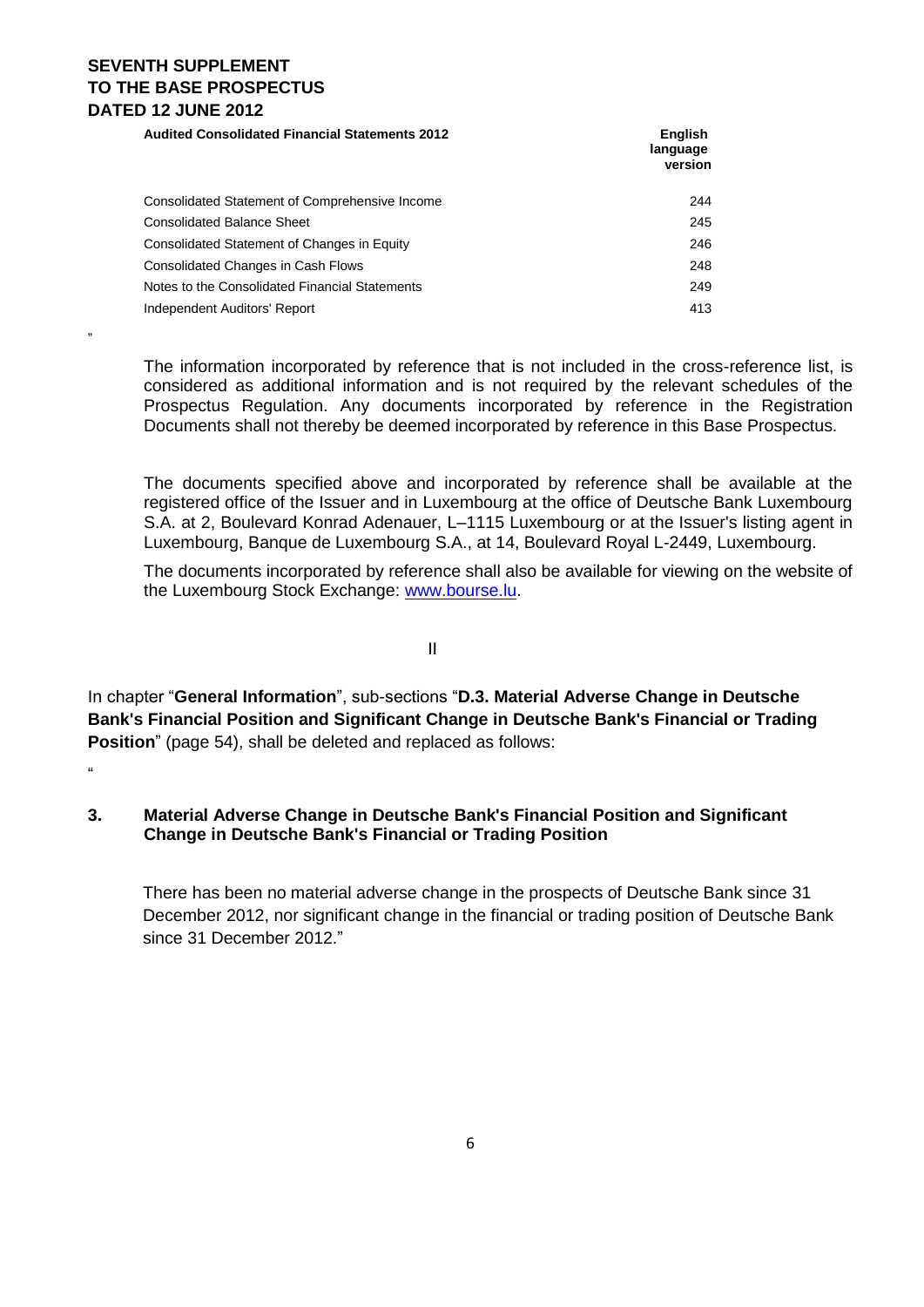**Audited Consolidated Financial Statements 2012**

| | English language version |
| --- | --- |
| Consolidated Statement of Comprehensive Income | 244 |
| Consolidated Balance Sheet | 245 |
| Consolidated Statement of Changes in Equity | 246 |
| Consolidated Changes in Cash Flows | 248 |
| Notes to the Consolidated Financial Statements | 249 |
| Independent Auditors' Report | 413 |

"

The information incorporated by reference that is not included in the cross-reference list, is considered as additional information and is not required by the relevant schedules of the Prospectus Regulation. Any documents incorporated by reference in the Registration Documents shall not thereby be deemed incorporated by reference in this Base Prospectus.

The documents specified above and incorporated by reference shall be available at the registered office of the Issuer and in Luxembourg at the office of Deutsche Bank Luxembourg S.A. at 2, Boulevard Konrad Adenauer, L–1115 Luxembourg or at the Issuer's listing agent in Luxembourg, Banque de Luxembourg S.A., at 14, Boulevard Royal L-2449, Luxembourg.

The documents incorporated by reference shall also be available for viewing on the website of the Luxembourg Stock Exchange: www.bourse.lu.

II

In chapter "**General Information**", sub-sections "**D.3. Material Adverse Change in Deutsche Bank's Financial Position and Significant Change in Deutsche Bank's Financial or Trading Position**" (page 54), shall be deleted and replaced as follows:

"

**3. Material Adverse Change in Deutsche Bank's Financial Position and Significant Change in Deutsche Bank's Financial or Trading Position**

There has been no material adverse change in the prospects of Deutsche Bank since 31 December 2012, nor significant change in the financial or trading position of Deutsche Bank since 31 December 2012."